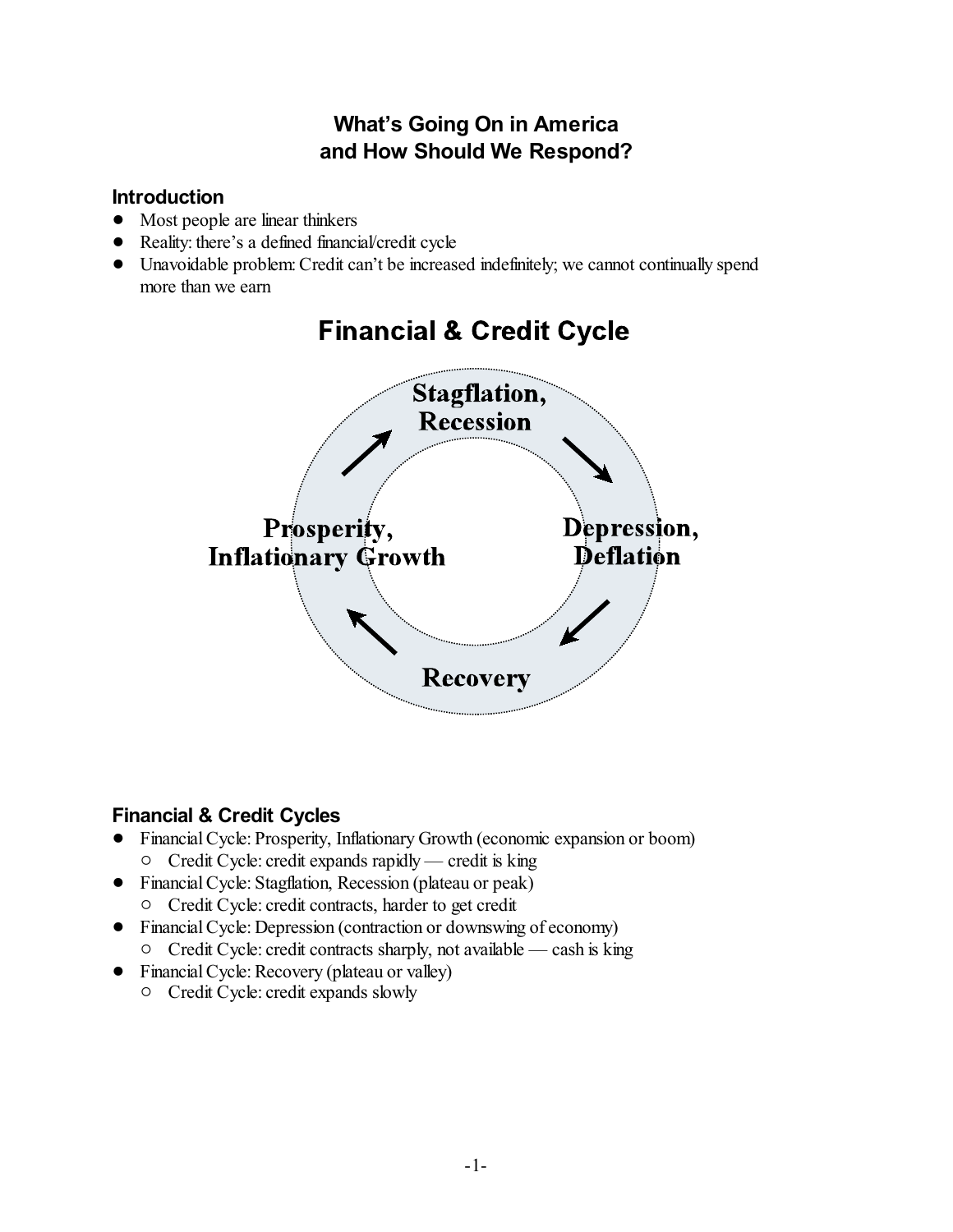# What's Going On in America and How Should We Respond?

## Introduction

- Most people are linear thinkers
- Reality: there's a defined financial/credit cycle
- Unavoidable problem: Credit can't be increased indefinitely; we cannot continually spend more than we earn

## Financial & Credit Cycle

Stagflation, Recession → Depression, Deflation → Recovery → Prosperity, Inflationary Growth → Stagflation, Recession

## Financial & Credit Cycles

- Financial Cycle: Prosperity, Inflationary Growth (economic expansion or boom)
  - Credit Cycle: credit expands rapidly — credit is king
- Financial Cycle: Stagflation, Recession (plateau or peak)
  - Credit Cycle: credit contracts, harder to get credit
- Financial Cycle: Depression (contraction or downswing of economy)
  - Credit Cycle: credit contracts sharply, not available — cash is king
- Financial Cycle: Recovery (plateau or valley)
  - Credit Cycle: credit expands slowly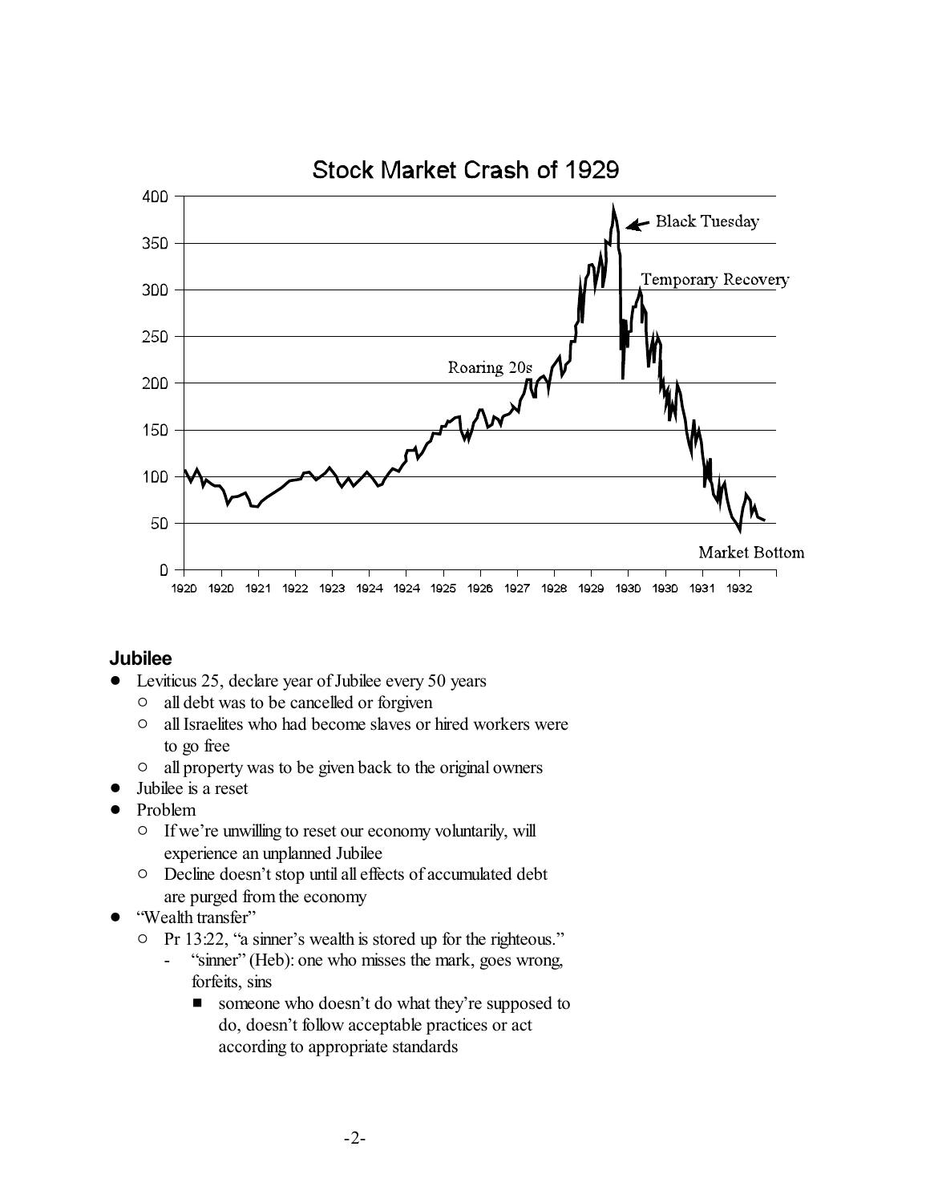## Jubilee

- Leviticus 25, declare year of Jubilee every 50 years
  - all debt was to be cancelled or forgiven
  - all Israelites who had become slaves or hired workers were to go free
  - all property was to be given back to the original owners
- Jubilee is a reset
- Problem
  - If we're unwilling to reset our economy voluntarily, will experience an unplanned Jubilee
  - Decline doesn't stop until all effects of accumulated debt are purged from the economy
- "Wealth transfer"
  - Pr 13:22, "a sinner's wealth is stored up for the righteous."
    - "sinner" (Heb): one who misses the mark, goes wrong, forfeits, sins
      - someone who doesn't do what they're supposed to do, doesn't follow acceptable practices or act according to appropriate standards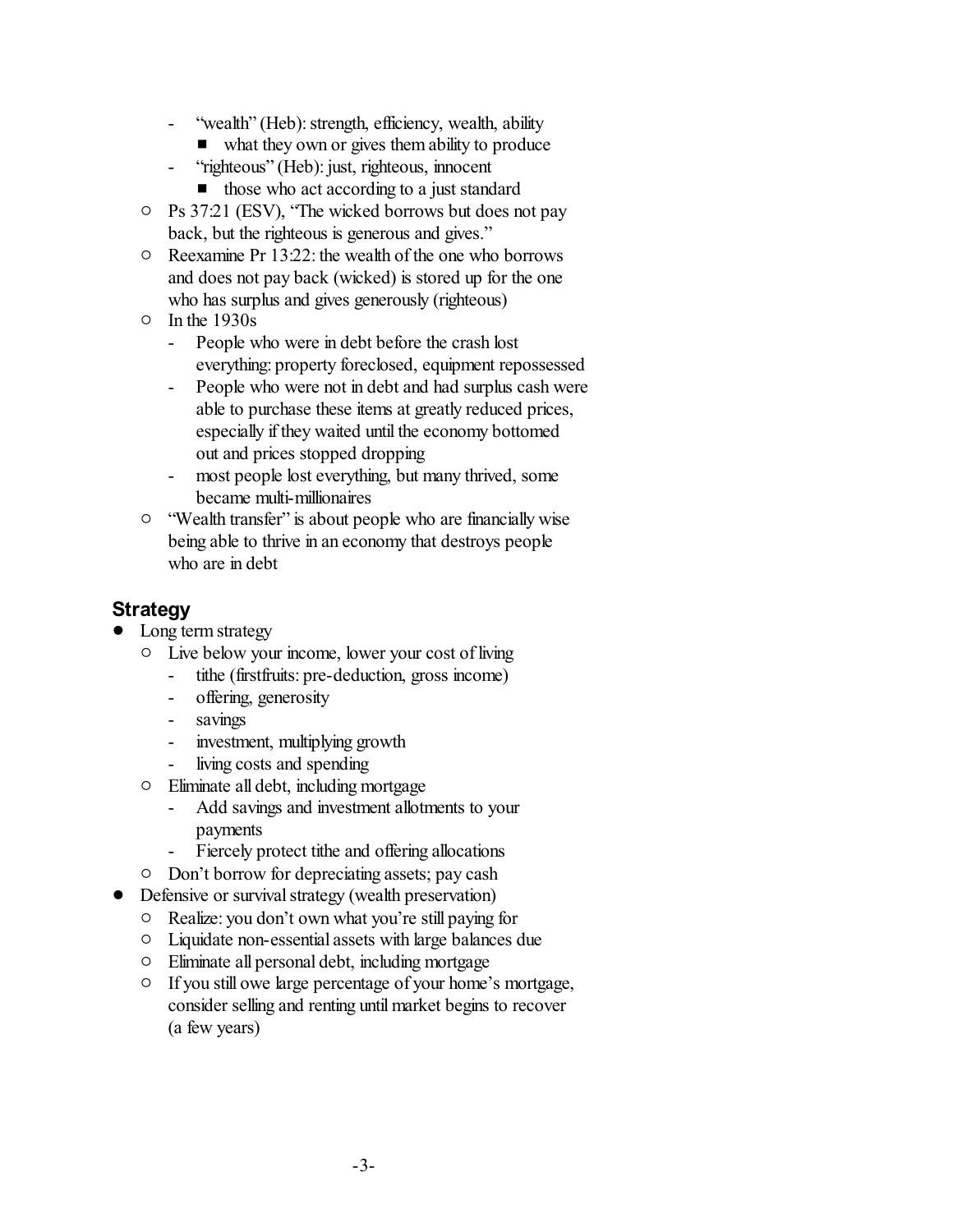- "wealth" (Heb): strength, efficiency, wealth, ability
            - what they own or gives them ability to produce
        - "righteous" (Heb): just, righteous, innocent
            - those who act according to a just standard
    - Ps 37:21 (ESV), "The wicked borrows but does not pay back, but the righteous is generous and gives."
    - Reexamine Pr 13:22: the wealth of the one who borrows and does not pay back (wicked) is stored up for the one who has surplus and gives generously (righteous)
    - In the 1930s
        - People who were in debt before the crash lost everything: property foreclosed, equipment repossessed
        - People who were not in debt and had surplus cash were able to purchase these items at greatly reduced prices, especially if they waited until the economy bottomed out and prices stopped dropping
        - most people lost everything, but many thrived, some became multi-millionaires
    - "Wealth transfer" is about people who are financially wise being able to thrive in an economy that destroys people who are in debt

## Strategy

- Long term strategy
    - Live below your income, lower your cost of living
        - tithe (firstfruits: pre-deduction, gross income)
        - offering, generosity
        - savings
        - investment, multiplying growth
        - living costs and spending
    - Eliminate all debt, including mortgage
        - Add savings and investment allotments to your payments
        - Fiercely protect tithe and offering allocations
    - Don't borrow for depreciating assets; pay cash
- Defensive or survival strategy (wealth preservation)
    - Realize: you don't own what you're still paying for
    - Liquidate non-essential assets with large balances due
    - Eliminate all personal debt, including mortgage
    - If you still owe large percentage of your home's mortgage, consider selling and renting until market begins to recover (a few years)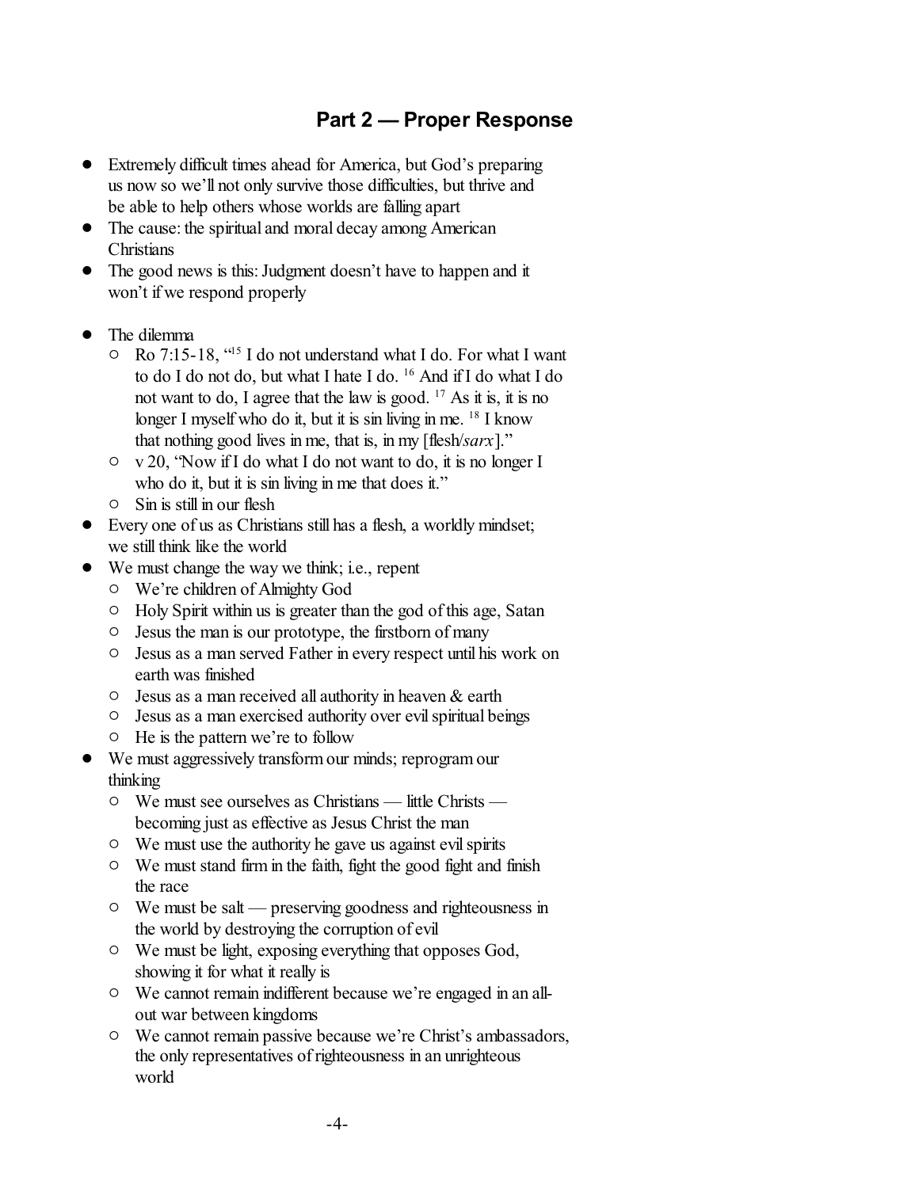## Part 2 — Proper Response

- Extremely difficult times ahead for America, but God's preparing us now so we'll not only survive those difficulties, but thrive and be able to help others whose worlds are falling apart
- The cause: the spiritual and moral decay among American Christians
- The good news is this: Judgment doesn't have to happen and it won't if we respond properly

- The dilemma
  - Ro 7:15-18, "[15] I do not understand what I do. For what I want to do I do not do, but what I hate I do. [16] And if I do what I do not want to do, I agree that the law is good. [17] As it is, it is no longer I myself who do it, but it is sin living in me. [18] I know that nothing good lives in me, that is, in my [flesh/*sarx*]."
  - v 20, "Now if I do what I do not want to do, it is no longer I who do it, but it is sin living in me that does it."
  - Sin is still in our flesh
- Every one of us as Christians still has a flesh, a worldly mindset; we still think like the world
- We must change the way we think; i.e., repent
  - We're children of Almighty God
  - Holy Spirit within us is greater than the god of this age, Satan
  - Jesus the man is our prototype, the firstborn of many
  - Jesus as a man served Father in every respect until his work on earth was finished
  - Jesus as a man received all authority in heaven & earth
  - Jesus as a man exercised authority over evil spiritual beings
  - He is the pattern we're to follow
- We must aggressively transform our minds; reprogram our thinking
  - We must see ourselves as Christians — little Christs — becoming just as effective as Jesus Christ the man
  - We must use the authority he gave us against evil spirits
  - We must stand firm in the faith, fight the good fight and finish the race
  - We must be salt — preserving goodness and righteousness in the world by destroying the corruption of evil
  - We must be light, exposing everything that opposes God, showing it for what it really is
  - We cannot remain indifferent because we're engaged in an all-out war between kingdoms
  - We cannot remain passive because we're Christ's ambassadors, the only representatives of righteousness in an unrighteous world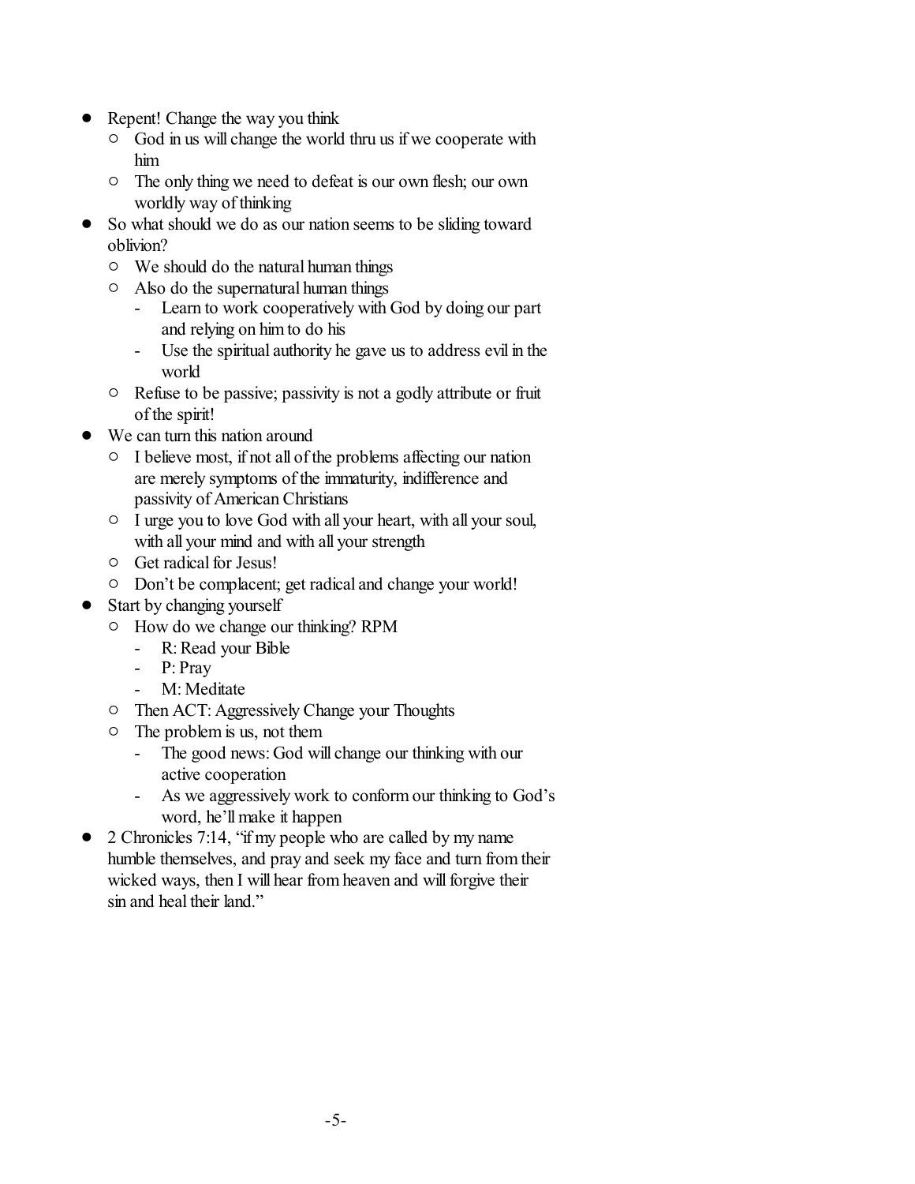- Repent! Change the way you think
  - God in us will change the world thru us if we cooperate with him
  - The only thing we need to defeat is our own flesh; our own worldly way of thinking
- So what should we do as our nation seems to be sliding toward oblivion?
  - We should do the natural human things
  - Also do the supernatural human things
    - Learn to work cooperatively with God by doing our part and relying on him to do his
    - Use the spiritual authority he gave us to address evil in the world
  - Refuse to be passive; passivity is not a godly attribute or fruit of the spirit!
- We can turn this nation around
  - I believe most, if not all of the problems affecting our nation are merely symptoms of the immaturity, indifference and passivity of American Christians
  - I urge you to love God with all your heart, with all your soul, with all your mind and with all your strength
  - Get radical for Jesus!
  - Don't be complacent; get radical and change your world!
- Start by changing yourself
  - How do we change our thinking? RPM
    - R: Read your Bible
    - P: Pray
    - M: Meditate
  - Then ACT: Aggressively Change your Thoughts
  - The problem is us, not them
    - The good news: God will change our thinking with our active cooperation
    - As we aggressively work to conform our thinking to God's word, he'll make it happen
- 2 Chronicles 7:14, "if my people who are called by my name humble themselves, and pray and seek my face and turn from their wicked ways, then I will hear from heaven and will forgive their sin and heal their land."